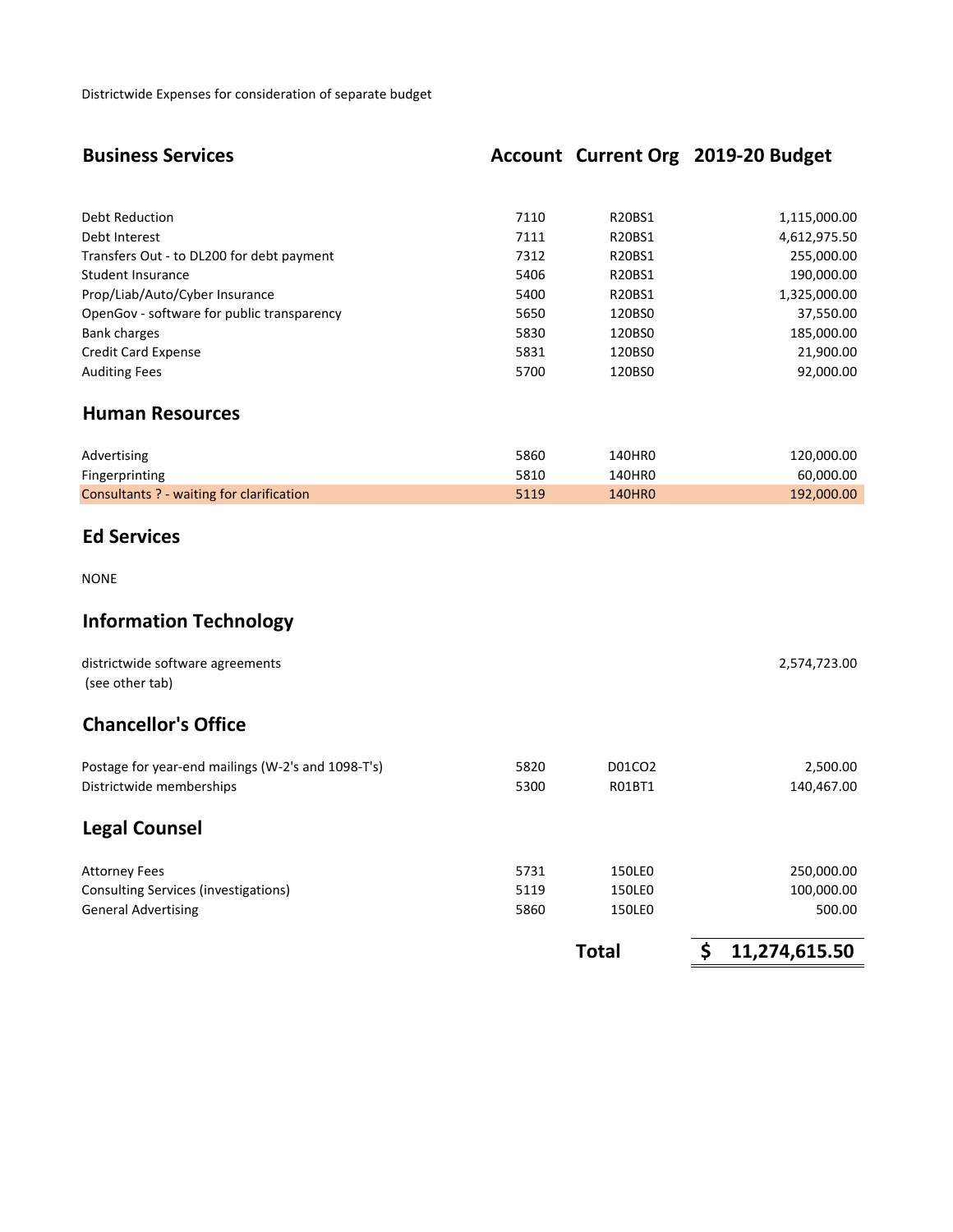Districtwide Expenses for consideration of separate budget

| Business Services | Account | Current Org | 2019-20 Budget |
|---|---|---|---|
| Debt Reduction | 7110 | R20BS1 | 1,115,000.00 |
| Debt Interest | 7111 | R20BS1 | 4,612,975.50 |
| Transfers Out - to DL200 for debt payment | 7312 | R20BS1 | 255,000.00 |
| Student Insurance | 5406 | R20BS1 | 190,000.00 |
| Prop/Liab/Auto/Cyber Insurance | 5400 | R20BS1 | 1,325,000.00 |
| OpenGov - software for public transparency | 5650 | 120BS0 | 37,550.00 |
| Bank charges | 5830 | 120BS0 | 185,000.00 |
| Credit Card Expense | 5831 | 120BS0 | 21,900.00 |
| Auditing Fees | 5700 | 120BS0 | 92,000.00 |
| **Human Resources** | | | |
| Advertising | 5860 | 140HR0 | 120,000.00 |
| Fingerprinting | 5810 | 140HR0 | 60,000.00 |
| Consultants ? - waiting for clarification | 5119 | 140HR0 | 192,000.00 |
| **Ed Services** | | | |
| NONE | | | |
| **Information Technology** | | | |
| districtwide software agreements (see other tab) | | | 2,574,723.00 |
| **Chancellor's Office** | | | |
| Postage for year-end mailings (W-2's and 1098-T's) | 5820 | D01CO2 | 2,500.00 |
| Districtwide memberships | 5300 | R01BT1 | 140,467.00 |
| **Legal Counsel** | | | |
| Attorney Fees | 5731 | 150LE0 | 250,000.00 |
| Consulting Services (investigations) | 5119 | 150LE0 | 100,000.00 |
| General Advertising | 5860 | 150LE0 | 500.00 |
| | | **Total** | **$ 11,274,615.50** |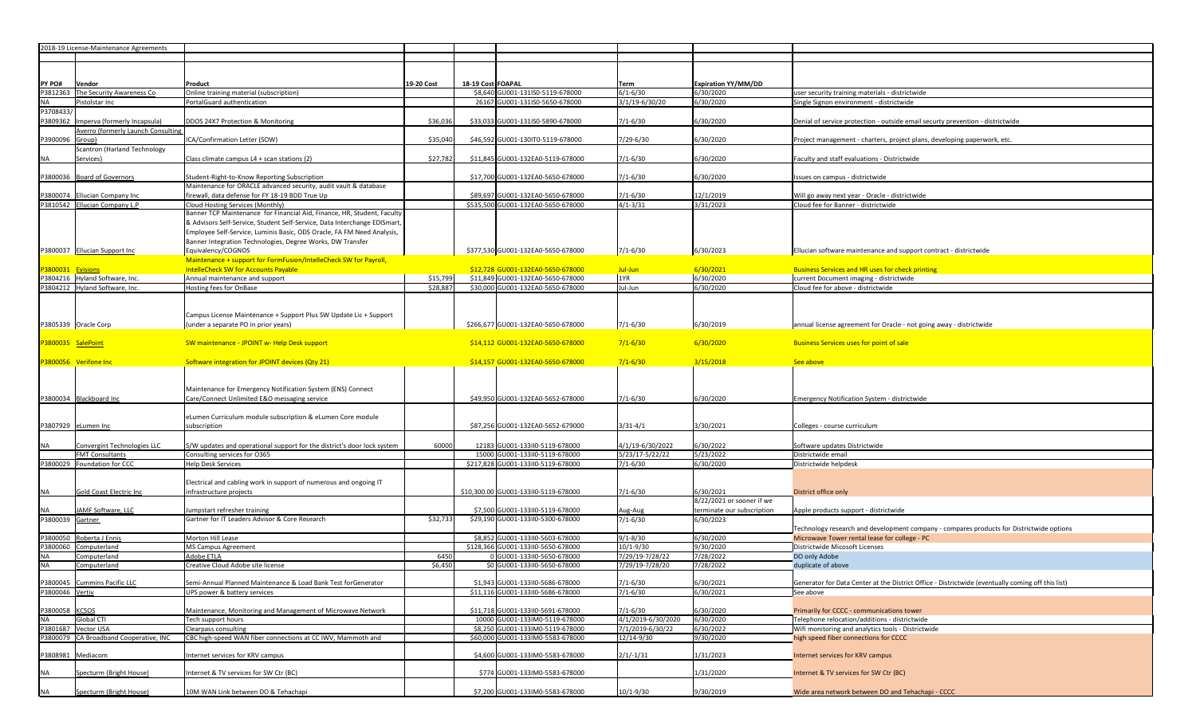| 2018-19 License-Maintenance Agreements | | | | | | | |
|---|---|---|---|---|---|---|---|
| PY PO# | Vendor | Product | 19-20 Cost | 18-19 Cost FOAPAL | | Term | Expiration YY/MM/DD | |
| P3812363 | The Security Awareness Co | Online training material (subscription) | | $8,640 | GU001-131IS0-5119-678000 | 7/1-6/30 | 6/30/2020 | user security training materials - districtwide |
| NA | Pistolstar Inc | PortalGuard authentication | | 26167 | GU001-131IS0-5650-678000 | 3/1/19-6/30/20 | 6/30/2020 | Single Signon environment - districtwide |
| P3708433/ P3809362 | Imperva (formerly Incapsula) | DDOS 24X7 Protection & Monitoring | $36,036 | $33,033 | GU001-131IS0-5890-678000 | 7/1-6/30 | 6/30/2020 | Denial of service protection - outside email securty prevention - districtwide |
| P3900096 | Averro (formerly Launch Consulting Group) | ICA/Confirmation Letter (SOW) | $35,040 | $46,592 | GU001-130IT0-5119-678000 | 7/29-6/30 | 6/30/2020 | Project management - charters, project plans, developing paperwork, etc. |
| NA | Scantron (Harland Technology Services) | Class climate campus L4 + scan stations (2) | $27,782 | $11,845 | GU001-132EA0-5119-678000 | 7/1-6/30 | 6/30/2020 | Faculty and staff evaluations - Districtwide |
| P3800036 | Board of Governors | Student-Right-to-Know Reporting Subscription | | $17,700 | GU001-132EA0-5650-678000 | 7/1-6/30 | 6/30/2020 | Issues on campus - districtwide |
| P3800074 | Ellucian Company Inc | Maintenance for ORACLE advanced security, audit vault & database firewall, data defense for FY 18-19 BDD True Up | | $89,697 | GU001-132EA0-5650-678000 | 7/1-6/30 | 12/1/2019 | Will go away next year - Oracle - districtwide |
| P3810542 | Ellucian Company L.P | Cloud Hosting Services (Monthly) | | $535,500 | GU001-132EA0-5650-678000 | 4/1-3/31 | 3/31/2023 | Cloud fee for Banner - districtwide |
| P3800037 | Ellucian Support Inc | Banner TCP Maintenance for Financial Aid, Finance, HR, Student, Faculty & Advisors Self-Service, Student Self-Service, Data Interchange EDISmart, Employee Self-Service, Luminis Basic, ODS Oracle, FA FM Need Analysis, Banner Integration Technologies, Degree Works, DW Transfer Equivalency/COGNOS | | $377,530 | GU001-132EA0-5650-678000 | 7/1-6/30 | 6/30/2023 | Ellucian software maintenance and support contract - districtwide |
| P3800031 | Evisions | Maintenance + support for FormFusion/IntelleCheck SW for Payroll, IntelleCheck SW for Accounts Payable | | $12,728 | GU001-132EA0-5650-678000 | Jul-Jun | 6/30/2021 | Business Services and HR uses for check printing |
| P3804216 | Hyland Software, Inc. | Annual maintenance and support | $15,799 | $11,849 | GU001-132EA0-5650-678000 | 1YR | 6/30/2020 | current Document imaging - districtwide |
| P3804212 | Hyland Software, Inc. | Hosting fees for OnBase | $28,887 | $30,000 | GU001-132EA0-5650-678000 | Jul-Jun | 6/30/2020 | Cloud fee for above - districtwide |
| P3805339 | Oracle Corp | Campus License Maintenance + Support Plus SW Update Lic + Support (under a separate PO in prior years) | | $266,677 | GU001-132EA0-5650-678000 | 7/1-6/30 | 6/30/2019 | annual license agreement for Oracle - not going away - districtwide |
| P3800035 | SalePoint | SW maintenance - JPOINT w- Help Desk support | | $14,112 | GU001-132EA0-5650-678000 | 7/1-6/30 | 6/30/2020 | Business Services uses for point of sale |
| P3800056 | Verifone Inc | Software integration for JPOINT devices (Qty 21) | | $14,157 | GU001-132EA0-5650-678000 | 7/1-6/30 | 3/15/2018 | See above |
| P3800034 | Blackboard Inc | Maintenance for Emergency Notification System (ENS) Connect Care/Connect Unlimited E&O messaging service | | $49,950 | GU001-132EA0-5652-678000 | 7/1-6/30 | 6/30/2020 | Emergency Notification System - districtwide |
| P3807929 | eLumen Inc | eLumen Curriculum module subscription & eLumen Core module subscription | | $87,256 | GU001-132EA0-5652-679000 | 3/31-4/1 | 3/30/2021 | Colleges - course curriculum |
| NA | Convergint Technologies LLC | S/W updates and operational support for the district's door lock system | 60000 | 12183 | GU001-133II0-5119-678000 | 4/1/19-6/30/2022 | 6/30/2022 | Software updates Disctrictwide |
| | FMT Consultants | Consulting services for O365 | | 15000 | GU001-133II0-5119-678000 | 5/23/17-5/22/22 | 5/23/2022 | Districtwide email |
| P3800029 | Foundation for CCC | Help Desk Services | | $217,828 | GU001-133II0-5119-678000 | 7/1-6/30 | 6/30/2020 | Districtwide helpdesk |
| NA | Gold Coast Electric Inc | Electrical and cabling work in support of numerous and ongoing IT infrastructure projects | | $10,300.00 | GU001-133II0-5119-678000 | 7/1-6/30 | 6/30/2021 | District office only |
| NA | JAMF Software, LLC | Jumpstart refresher training | | $7,500 | GU001-133II0-5119-678000 | Aug-Aug | 8/22/2021 or sooner if we terminate our subscription | Apple products support - districtwide |
| P3800039 | Gartner | Gartner for IT Leaders Advisor & Core Research | $32,733 | $29,190 | GU001-133II0-5300-678000 | 7/1-6/30 | 6/30/2023 | Technology research and development company - compares products for Districtwide options |
| P3800050 | Roberta J Ennis | Morton Hill Lease | | $8,852 | GU001-133II0-5603-678000 | 9/1-8/30 | 6/30/2020 | Microwave Tower rental lease for college - PC |
| P3800060 | Computerland | MS Campus Agreement | | $128,366 | GU001-133II0-5650-678000 | 10/1-9/30 | 9/30/2020 | Disctrictwide Micosoft Licenses |
| NA | Computerland | Adobe ETLA | 6450 | 0 | GU001-133II0-5650-678000 | 7/29/19-7/28/22 | 7/28/2022 | DO only Adobe |
| NA | Computerland | Creative Cloud Adobe site license | $6,450 | $0 | GU001-133II0-5650-678000 | 7/29/19-7/28/20 | 7/28/2022 | duplicate of above |
| P3800045 | Cummins Pacific LLC | Semi-Annual Planned Maintenance & Load Bank Test forGenerator | | $1,943 | GU001-133II0-5686-678000 | 7/1-6/30 | 6/30/2021 | Generator for Data Center at the District Office - Districtwide (eventually coming off this list) |
| P3800046 | Vertiv | UPS power & battery services | | $11,116 | GU001-133II0-5686-678000 | 7/1-6/30 | 6/30/2021 | See above |
| P3800058 | KCSOS | Maintenance, Monitoring and Management of Microwave Network | | $11,718 | GU001-133II0-5691-678000 | 7/1-6/30 | 6/30/2020 | Primarily for CCCC - communications tower |
| NA | Global CTI | Tech support hours | | 10000 | GU001-133IM0-5119-678000 | 4/1/2019-6/30/2020 | 6/30/2020 | Telephone relocation/additions - districtwide |
| P3801687 | Vector USA | Clearpass consulting | | $8,250 | GU001-133IM0-5119-678000 | 7/1/2019-6/30/22 | 6/30/2022 | Wifi monitoring and analytics tools - Districtwide |
| P3800079 | CA Broadband Cooperative, INC | CBC high-speed WAN fiber connections at CC IWV, Mammoth and | | $60,000 | GU001-133IM0-5583-678000 | 12/14-9/30 | 9/30/2020 | high speed fiber connections for CCCC |
| P3808981 | Mediacom | Internet services for KRV campus | | $4,600 | GU001-133IM0-5583-678000 | 2/1/-1/31 | 1/31/2023 | Internet services for KRV campus |
| NA | Specturm (Bright House) | Internet & TV services for SW Ctr (BC) | | $774 | GU001-133IM0-5583-678000 | | 1/31/2020 | Internet & TV services for SW Ctr (BC) |
| NA | Specturm (Bright House) | 10M WAN Link between DO & Tehachapi | | $7,200 | GU001-133IM0-5583-678000 | 10/1-9/30 | 9/30/2019 | Wide area network between DO and Tehachapi - CCCC |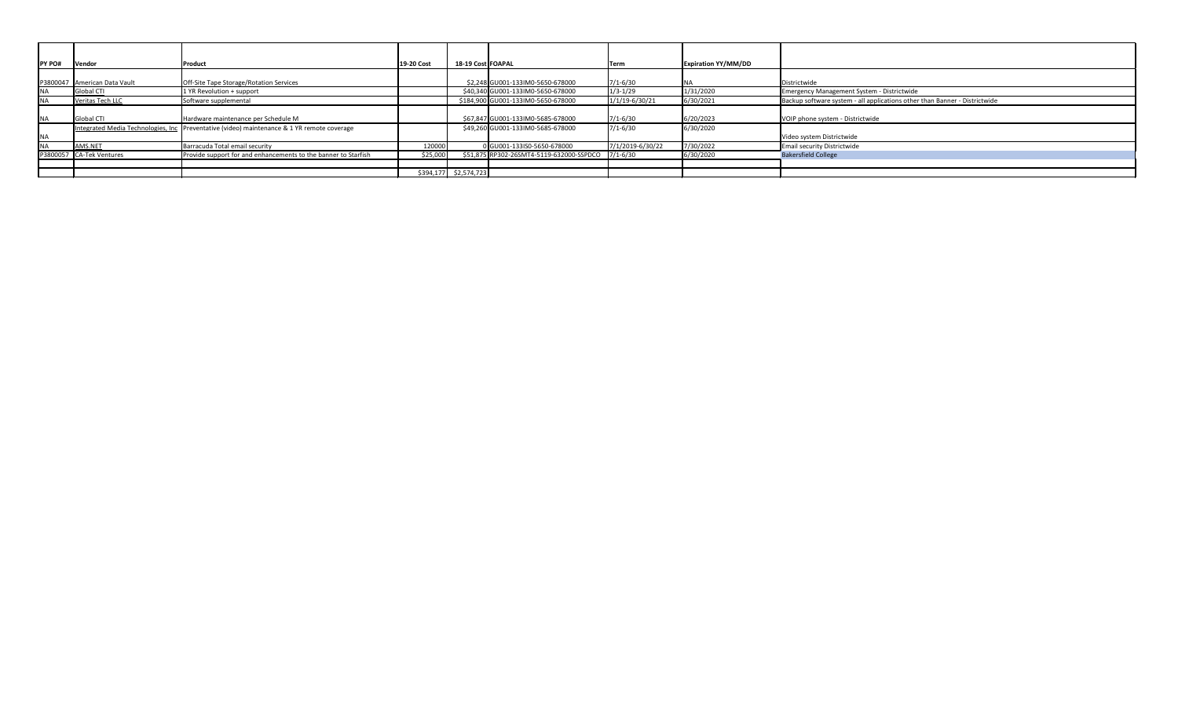| PY PO# | Vendor | Product | 19-20 Cost | 18-19 Cost | FOAPAL | Term | Expiration YY/MM/DD | |
|---|---|---|---|---|---|---|---|---|
| P3800047 | American Data Vault | Off-Site Tape Storage/Rotation Services | | $2,248 | GU001-133IM0-5650-678000 | 7/1-6/30 | NA | Districtwide |
| NA | Global CTI | 1 YR Revolution + support | | $40,340 | GU001-133IM0-5650-678000 | 1/3-1/29 | 1/31/2020 | Emergency Management System - Districtwide |
| NA | Veritas Tech LLC | Software supplemental | | $184,900 | GU001-133IM0-5650-678000 | 1/1/19-6/30/21 | 6/30/2021 | Backup software system - all applications other than Banner - Districtwide |
| NA | Global CTI | Hardware maintenance per Schedule M | | $67,847 | GU001-133IM0-5685-678000 | 7/1-6/30 | 6/20/2023 | VOIP phone system - Districtwide |
| NA | Integrated Media Technologies, Inc | Preventative (video) maintenance & 1 YR remote coverage | | $49,260 | GU001-133IM0-5685-678000 | 7/1-6/30 | 6/30/2020 | Video system Districtwide |
| NA | AMS.NET | Barracuda Total email security | 120000 | 0 | GU001-133IS0-5650-678000 | 7/1/2019-6/30/22 | 7/30/2022 | Email security Districtwide |
| P3800057 | CA-Tek Ventures | Provide support for and enhancements to the banner to Starfish | $25,000 | $51,875 | RP302-26SMT4-5119-632000-SSPDCO | 7/1-6/30 | 6/30/2020 | Bakersfield College |
| | | | | | | | | |
| | | | $394,177 | $2,574,723 | | | | |